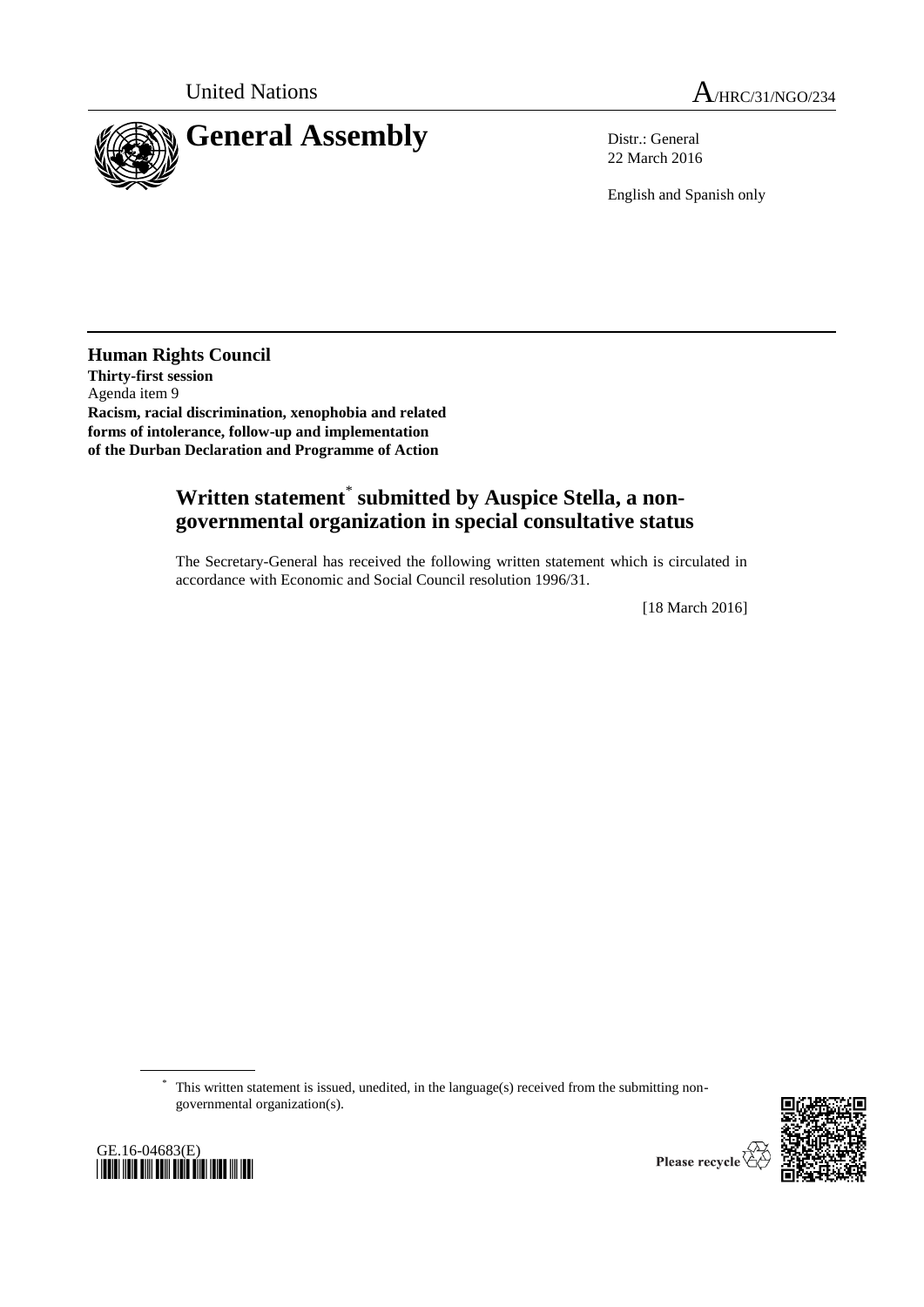United Nations

A/HRC/31/NGO/234

# General Assembly

Distr.: General
22 March 2016

English and Spanish only

**Human Rights Council**
**Thirty-first session**
Agenda item 9
**Racism, racial discrimination, xenophobia and related forms of intolerance, follow-up and implementation of the Durban Declaration and Programme of Action**

## Written statement* submitted by Auspice Stella, a non-governmental organization in special consultative status

The Secretary-General has received the following written statement which is circulated in accordance with Economic and Social Council resolution 1996/31.

[18 March 2016]

\* This written statement is issued, unedited, in the language(s) received from the submitting non-governmental organization(s).

GE.16-04683(E)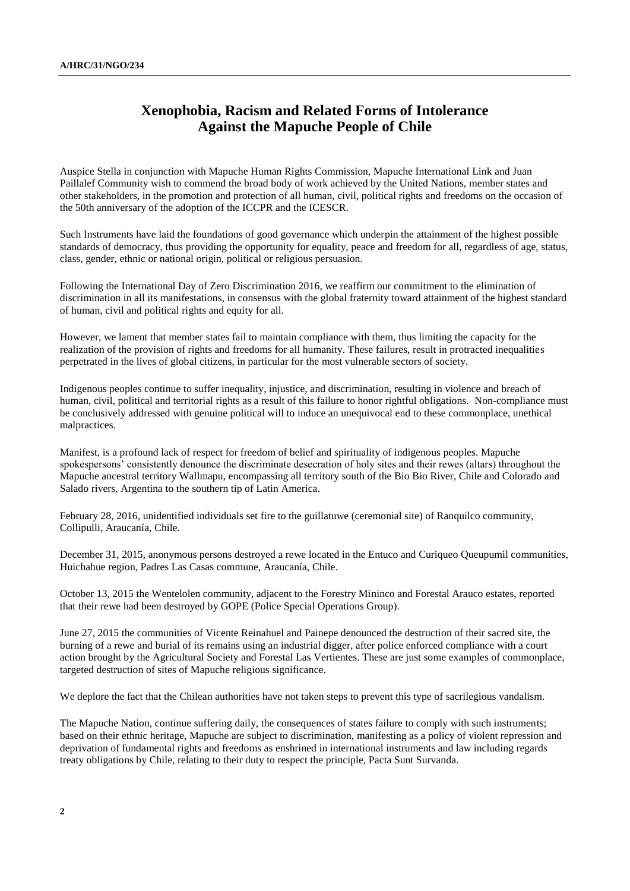# Xenophobia, Racism and Related Forms of Intolerance Against the Mapuche People of Chile

Auspice Stella in conjunction with Mapuche Human Rights Commission, Mapuche International Link and Juan Paillalef Community wish to commend the broad body of work achieved by the United Nations, member states and other stakeholders, in the promotion and protection of all human, civil, political rights and freedoms on the occasion of the 50th anniversary of the adoption of the ICCPR and the ICESCR.

Such Instruments have laid the foundations of good governance which underpin the attainment of the highest possible standards of democracy, thus providing the opportunity for equality, peace and freedom for all, regardless of age, status, class, gender, ethnic or national origin, political or religious persuasion.

Following the International Day of Zero Discrimination 2016, we reaffirm our commitment to the elimination of discrimination in all its manifestations, in consensus with the global fraternity toward attainment of the highest standard of human, civil and political rights and equity for all.

However, we lament that member states fail to maintain compliance with them, thus limiting the capacity for the realization of the provision of rights and freedoms for all humanity. These failures, result in protracted inequalities perpetrated in the lives of global citizens, in particular for the most vulnerable sectors of society.

Indigenous peoples continue to suffer inequality, injustice, and discrimination, resulting in violence and breach of human, civil, political and territorial rights as a result of this failure to honor rightful obligations. Non-compliance must be conclusively addressed with genuine political will to induce an unequivocal end to these commonplace, unethical malpractices.

Manifest, is a profound lack of respect for freedom of belief and spirituality of indigenous peoples. Mapuche spokespersons' consistently denounce the discriminate desecration of holy sites and their rewes (altars) throughout the Mapuche ancestral territory Wallmapu, encompassing all territory south of the Bio Bio River, Chile and Colorado and Salado rivers, Argentina to the southern tip of Latin America.

February 28, 2016, unidentified individuals set fire to the guillatuwe (ceremonial site) of Ranquilco community, Collipulli, Araucanía, Chile.

December 31, 2015, anonymous persons destroyed a rewe located in the Entuco and Curiqueo Queupumil communities, Huichahue region, Padres Las Casas commune, Araucanía, Chile.

October 13, 2015 the Wentelolen community, adjacent to the Forestry Mininco and Forestal Arauco estates, reported that their rewe had been destroyed by GOPE (Police Special Operations Group).

June 27, 2015 the communities of Vicente Reinahuel and Painepe denounced the destruction of their sacred site, the burning of a rewe and burial of its remains using an industrial digger, after police enforced compliance with a court action brought by the Agricultural Society and Forestal Las Vertientes. These are just some examples of commonplace, targeted destruction of sites of Mapuche religious significance.

We deplore the fact that the Chilean authorities have not taken steps to prevent this type of sacrilegious vandalism.

The Mapuche Nation, continue suffering daily, the consequences of states failure to comply with such instruments; based on their ethnic heritage, Mapuche are subject to discrimination, manifesting as a policy of violent repression and deprivation of fundamental rights and freedoms as enshrined in international instruments and law including regards treaty obligations by Chile, relating to their duty to respect the principle, Pacta Sunt Survanda.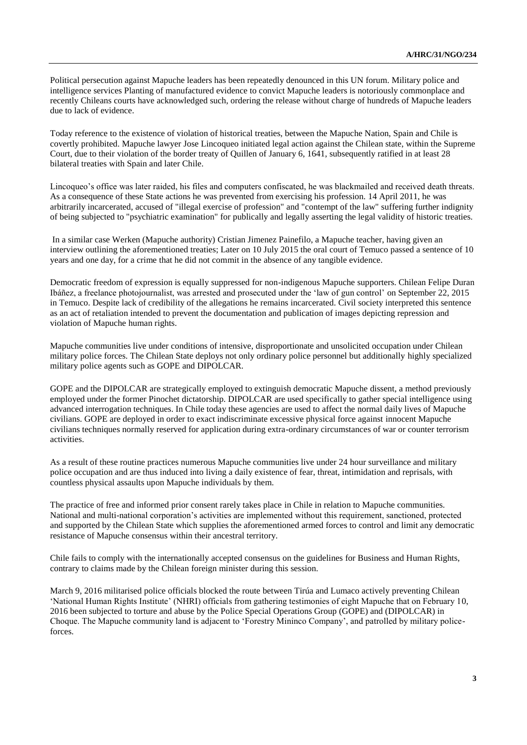Political persecution against Mapuche leaders has been repeatedly denounced in this UN forum. Military police and intelligence services Planting of manufactured evidence to convict Mapuche leaders is notoriously commonplace and recently Chileans courts have acknowledged such, ordering the release without charge of hundreds of Mapuche leaders due to lack of evidence.

Today reference to the existence of violation of historical treaties, between the Mapuche Nation, Spain and Chile is covertly prohibited. Mapuche lawyer Jose Lincoqueo initiated legal action against the Chilean state, within the Supreme Court, due to their violation of the border treaty of Quillen of January 6, 1641, subsequently ratified in at least 28 bilateral treaties with Spain and later Chile.

Lincoqueo's office was later raided, his files and computers confiscated, he was blackmailed and received death threats. As a consequence of these State actions he was prevented from exercising his profession. 14 April 2011, he was arbitrarily incarcerated, accused of "illegal exercise of profession" and "contempt of the law" suffering further indignity of being subjected to "psychiatric examination" for publically and legally asserting the legal validity of historic treaties.

In a similar case Werken (Mapuche authority) Cristian Jimenez Painefilo, a Mapuche teacher, having given an interview outlining the aforementioned treaties; Later on 10 July 2015 the oral court of Temuco passed a sentence of 10 years and one day, for a crime that he did not commit in the absence of any tangible evidence.

Democratic freedom of expression is equally suppressed for non-indigenous Mapuche supporters. Chilean Felipe Duran Ibáñez, a freelance photojournalist, was arrested and prosecuted under the 'law of gun control' on September 22, 2015 in Temuco. Despite lack of credibility of the allegations he remains incarcerated. Civil society interpreted this sentence as an act of retaliation intended to prevent the documentation and publication of images depicting repression and violation of Mapuche human rights.

Mapuche communities live under conditions of intensive, disproportionate and unsolicited occupation under Chilean military police forces. The Chilean State deploys not only ordinary police personnel but additionally highly specialized military police agents such as GOPE and DIPOLCAR.

GOPE and the DIPOLCAR are strategically employed to extinguish democratic Mapuche dissent, a method previously employed under the former Pinochet dictatorship. DIPOLCAR are used specifically to gather special intelligence using advanced interrogation techniques. In Chile today these agencies are used to affect the normal daily lives of Mapuche civilians. GOPE are deployed in order to exact indiscriminate excessive physical force against innocent Mapuche civilians techniques normally reserved for application during extra-ordinary circumstances of war or counter terrorism activities.

As a result of these routine practices numerous Mapuche communities live under 24 hour surveillance and military police occupation and are thus induced into living a daily existence of fear, threat, intimidation and reprisals, with countless physical assaults upon Mapuche individuals by them.

The practice of free and informed prior consent rarely takes place in Chile in relation to Mapuche communities. National and multi-national corporation's activities are implemented without this requirement, sanctioned, protected and supported by the Chilean State which supplies the aforementioned armed forces to control and limit any democratic resistance of Mapuche consensus within their ancestral territory.

Chile fails to comply with the internationally accepted consensus on the guidelines for Business and Human Rights, contrary to claims made by the Chilean foreign minister during this session.

March 9, 2016 militarised police officials blocked the route between Tirúa and Lumaco actively preventing Chilean 'National Human Rights Institute' (NHRI) officials from gathering testimonies of eight Mapuche that on February 10, 2016 been subjected to torture and abuse by the Police Special Operations Group (GOPE) and (DIPOLCAR) in Choque. The Mapuche community land is adjacent to 'Forestry Mininco Company', and patrolled by military police-forces.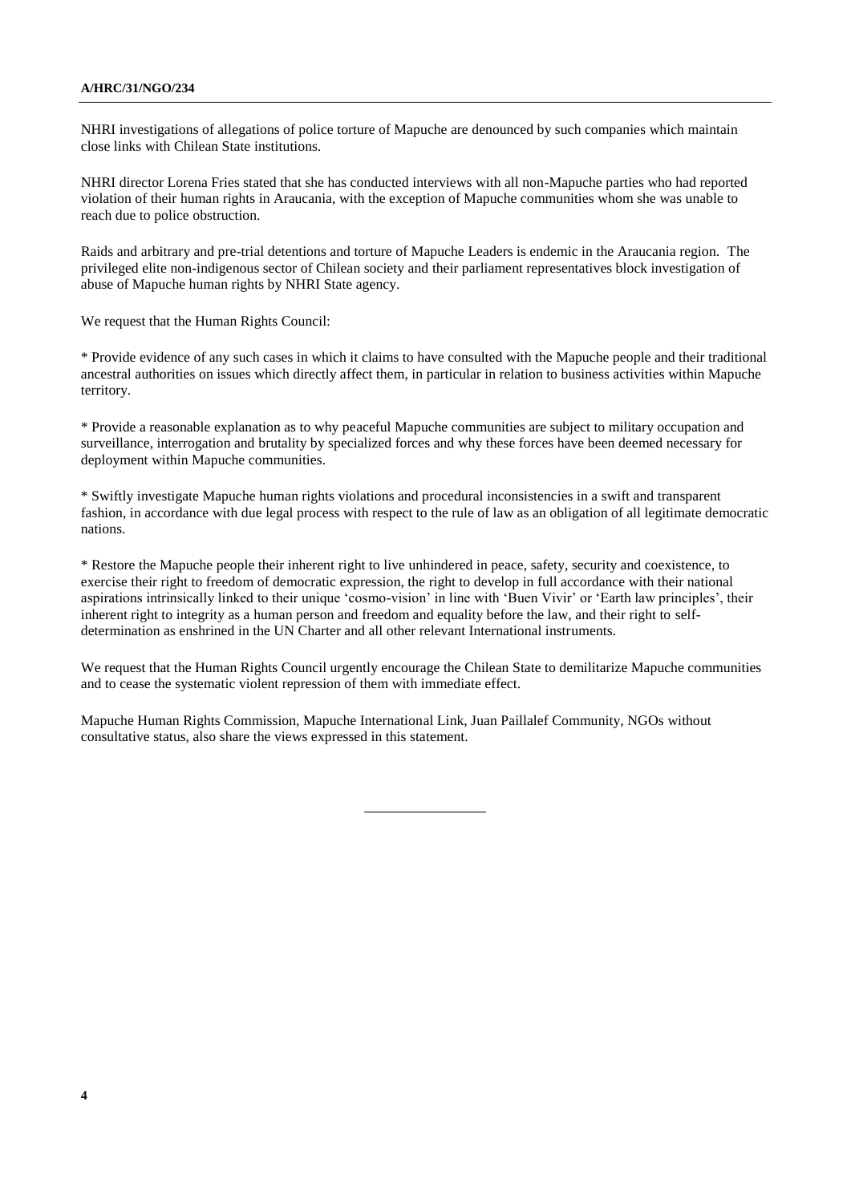NHRI investigations of allegations of police torture of Mapuche are denounced by such companies which maintain close links with Chilean State institutions.

NHRI director Lorena Fries stated that she has conducted interviews with all non-Mapuche parties who had reported violation of their human rights in Araucania, with the exception of Mapuche communities whom she was unable to reach due to police obstruction.

Raids and arbitrary and pre-trial detentions and torture of Mapuche Leaders is endemic in the Araucania region. The privileged elite non-indigenous sector of Chilean society and their parliament representatives block investigation of abuse of Mapuche human rights by NHRI State agency.

We request that the Human Rights Council:

* Provide evidence of any such cases in which it claims to have consulted with the Mapuche people and their traditional ancestral authorities on issues which directly affect them, in particular in relation to business activities within Mapuche territory.

* Provide a reasonable explanation as to why peaceful Mapuche communities are subject to military occupation and surveillance, interrogation and brutality by specialized forces and why these forces have been deemed necessary for deployment within Mapuche communities.

* Swiftly investigate Mapuche human rights violations and procedural inconsistencies in a swift and transparent fashion, in accordance with due legal process with respect to the rule of law as an obligation of all legitimate democratic nations.

* Restore the Mapuche people their inherent right to live unhindered in peace, safety, security and coexistence, to exercise their right to freedom of democratic expression, the right to develop in full accordance with their national aspirations intrinsically linked to their unique 'cosmo-vision' in line with 'Buen Vivir' or 'Earth law principles', their inherent right to integrity as a human person and freedom and equality before the law, and their right to self-determination as enshrined in the UN Charter and all other relevant International instruments.

We request that the Human Rights Council urgently encourage the Chilean State to demilitarize Mapuche communities and to cease the systematic violent repression of them with immediate effect.

Mapuche Human Rights Commission, Mapuche International Link, Juan Paillalef Community, NGOs without consultative status, also share the views expressed in this statement.